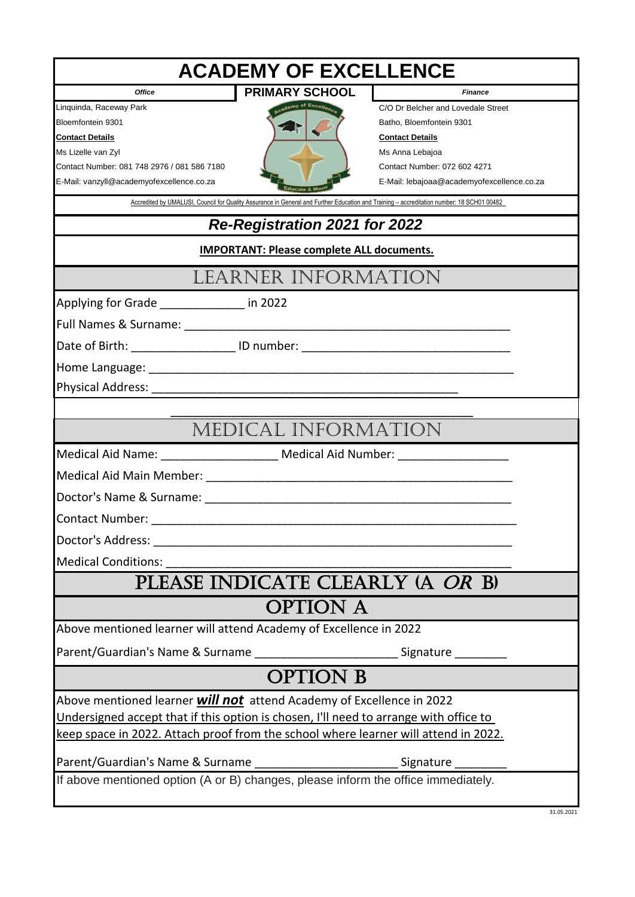# ACADEMY OF EXCELLENCE

## PRIMARY SCHOOL

| *Office* | *Finance* |
|---|---|
| Linquinda, Raceway Park | C/O Dr Belcher and Lovedale Street |
| Bloemfontein 9301 | Batho, Bloemfontein 9301 |
| **Contact Details** | **Contact Details** |
| Ms Lizelle van Zyl | Ms Anna Lebajoa |
| Contact Number: 081 748 2976 / 081 586 7180 | Contact Number: 072 602 4271 |
| E-Mail: vanzyll@academyofexcellence.co.za | E-Mail: lebajoaa@academyofexcellence.co.za |

Accredited by UMALUSI, Council for Quality Assurance in General and Further Education and Training – accreditation number: 18 SCH01 00482

## *Re-Registration 2021 for 2022*

**IMPORTANT: Please complete ALL documents.**

## LEARNER INFORMATION

Applying for Grade _____________ in 2022

Full Names & Surname: ___________________________________________________

Date of Birth: ________________ ID number: ________________________________

Home Language: _______________________________________________________

Physical Address: ______________________________________________

______________________________________________

## MEDICAL INFORMATION

Medical Aid Name: __________________ Medical Aid Number: _________________

Medical Aid Main Member: ________________________________________________

Doctor's Name & Surname: ________________________________________________

Contact Number: _______________________________________________________

Doctor's Address: ______________________________________________________

Medical Conditions: ____________________________________________________

## PLEASE INDICATE CLEARLY (A *OR* B)

## OPTION A

Above mentioned learner will attend Academy of Excellence in 2022

Parent/Guardian's Name & Surname ______________________ Signature ________

## OPTION B

Above mentioned learner ***will not*** attend Academy of Excellence in 2022

Undersigned accept that if this option is chosen, I'll need to arrange with office to keep space in 2022. Attach proof from the school where learner will attend in 2022.

Parent/Guardian's Name & Surname ______________________ Signature ________

If above mentioned option (A or B) changes, please inform the office immediately.

31.05.2021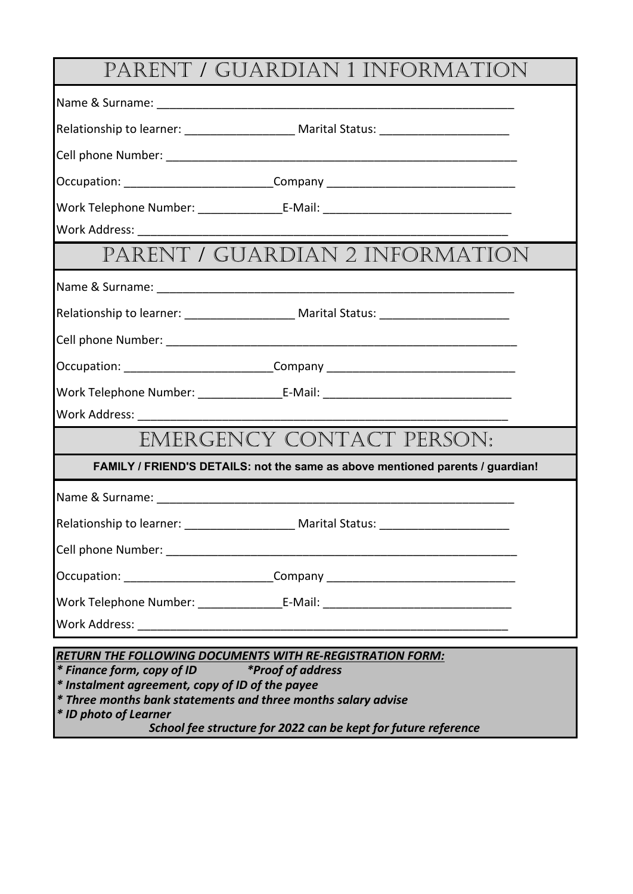## PARENT / GUARDIAN 1 INFORMATION

Name & Surname: ______________________________________________________

Relationship to learner: ________________ Marital Status: ___________________

Cell phone Number: ____________________________________________________

Occupation: ______________________Company ____________________________

Work Telephone Number: ____________E-Mail: ____________________________

Work Address: _________________________________________________________

## PARENT / GUARDIAN 2 INFORMATION

Name & Surname: ______________________________________________________

Relationship to learner: ________________ Marital Status: ___________________

Cell phone Number: ____________________________________________________

Occupation: ______________________Company ____________________________

Work Telephone Number: ____________E-Mail: ____________________________

Work Address: _________________________________________________________

## EMERGENCY CONTACT PERSON:

**FAMILY / FRIEND'S DETAILS: not the same as above mentioned parents / guardian!**

Name & Surname: ______________________________________________________

Relationship to learner: ________________ Marital Status: ___________________

Cell phone Number: ____________________________________________________

Occupation: ______________________Company ____________________________

Work Telephone Number: ____________E-Mail: ____________________________

Work Address: _________________________________________________________

***RETURN THE FOLLOWING DOCUMENTS WITH RE-REGISTRATION FORM:***

***\* Finance form, copy of ID \*Proof of address***

***\* Instalment agreement, copy of ID of the payee***

***\* Three months bank statements and three months salary advise***

***\* ID photo of Learner***

***School fee structure for 2022 can be kept for future reference***